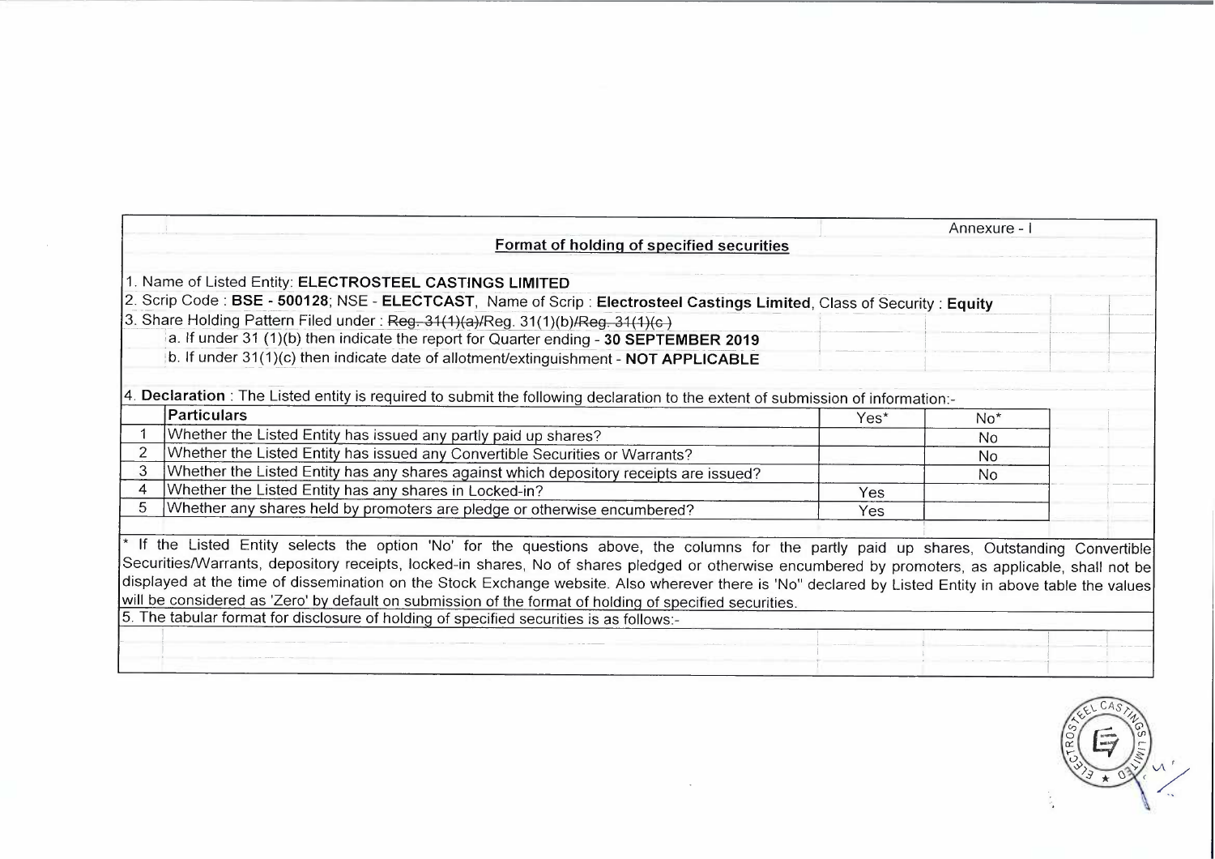Annexure - I

## Format of holding of specified securities

1. Name of Listed Entity: **ELECTROSTEEL CASTINGS LIMITED**
2. Scrip Code : **BSE - 500128**; NSE - **ELECTCAST**, Name of Scrip : **Electrosteel Castings Limited**, Class of Security : **Equity**
3. Share Holding Pattern Filed under : ~~Reg. 31(1)(a)/~~Reg. 31(1)(b)~~/Reg. 31(1)(c )~~
   a. If under 31 (1)(b) then indicate the report for Quarter ending - **30 SEPTEMBER 2019**
   b. If under 31(1)(c) then indicate date of allotment/extinguishment - **NOT APPLICABLE**

4. **Declaration** : The Listed entity is required to submit the following declaration to the extent of submission of information:-

| | Particulars | Yes* | No* |
|---|---|---|---|
| 1 | Whether the Listed Entity has issued any partly paid up shares? | | No |
| 2 | Whether the Listed Entity has issued any Convertible Securities or Warrants? | | No |
| 3 | Whether the Listed Entity has any shares against which depository receipts are issued? | | No |
| 4 | Whether the Listed Entity has any shares in Locked-in? | Yes | |
| 5 | Whether any shares held by promoters are pledge or otherwise encumbered? | Yes | |

\* If the Listed Entity selects the option 'No' for the questions above, the columns for the partly paid up shares, Outstanding Convertible Securities/Warrants, depository receipts, locked-in shares, No of shares pledged or otherwise encumbered by promoters, as applicable, shall not be displayed at the time of dissemination on the Stock Exchange website. Also wherever there is 'No" declared by Listed Entity in above table the values will be considered as 'Zero' by default on submission of the format of holding of specified securities.

5. The tabular format for disclosure of holding of specified securities is as follows:-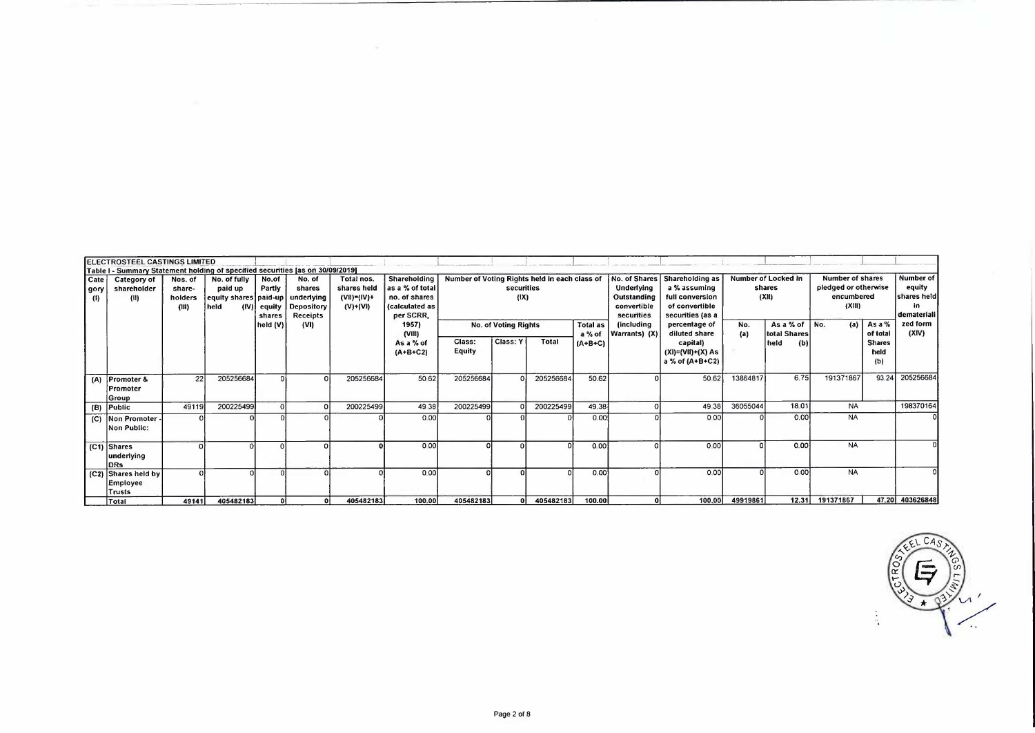**ELECTROSTEEL CASTINGS LIMITED**

**Table I - Summary Statement holding of specified securities [as on 30/09/2019]**

| Category (I) | Category of shareholder (II) | Nos. of share-holders (III) | No. of fully paid up equity shares held (IV) | No.of Partly paid-up equity shares held (V) | No. of shares underlying Depository Receipts (VI) | Total nos. shares held (VII)=(IV)+(V)+(VI) | Shareholding as a % of total no. of shares (calculated as per SCRR, 1957) (VIII) As a % of (A+B+C2) | Number of Voting Rights held in each class of securities (IX) | | | | No. of Shares Underlying Outstanding convertible securities (including Warrants) (X) | Shareholding as a % assuming full conversion of convertible securities (as a percentage of diluted share capital) (XI)=(VII)+(X) As a % of (A+B+C2) | Number of Locked in shares (XII) | | Number of shares pledged or otherwise encumbered (XIII) | | Number of equity shares held in dematerialized form (XIV) |
|---|---|---|---|---|---|---|---|---|---|---|---|---|---|---|---|---|---|---|
| | | | | | | | | No. of Voting Rights | | | Total as a % of (A+B+C) | | | No. (a) | As a % of total Shares held (b) | No. (a) | As a % of total Shares held (b) | |
| | | | | | | | | Class: Equity | Class: Y | Total | | | | | | | | |
| (A) | Promoter & Promoter Group | 22 | 205256684 | 0 | 0 | 205256684 | 50.62 | 205256684 | 0 | 205256684 | 50.62 | 0 | 50.62 | 13864817 | 6.75 | 191371867 | 93.24 | 205256684 |
| (B) | Public | 49119 | 200225499 | 0 | 0 | 200225499 | 49.38 | 200225499 | 0 | 200225499 | 49.38 | 0 | 49.38 | 36055044 | 18.01 | NA | | 198370164 |
| (C) | Non Promoter - Non Public: | 0 | 0 | 0 | 0 | 0 | 0.00 | 0 | 0 | 0 | 0.00 | 0 | 0.00 | 0 | 0.00 | NA | | 0 |
| (C1) | Shares underlying DRs | 0 | 0 | 0 | 0 | 0 | 0.00 | 0 | 0 | 0 | 0.00 | 0 | 0.00 | 0 | 0.00 | NA | | 0 |
| (C2) | Shares held by Employee Trusts | 0 | 0 | 0 | 0 | 0 | 0.00 | 0 | 0 | 0 | 0.00 | 0 | 0.00 | 0 | 0.00 | NA | | 0 |
| | **Total** | **49141** | **405482183** | **0** | **0** | **405482183** | **100.00** | **405482183** | **0** | **405482183** | **100.00** | **0** | **100.00** | **49919861** | **12.31** | **191371867** | **47.20** | **403626848** |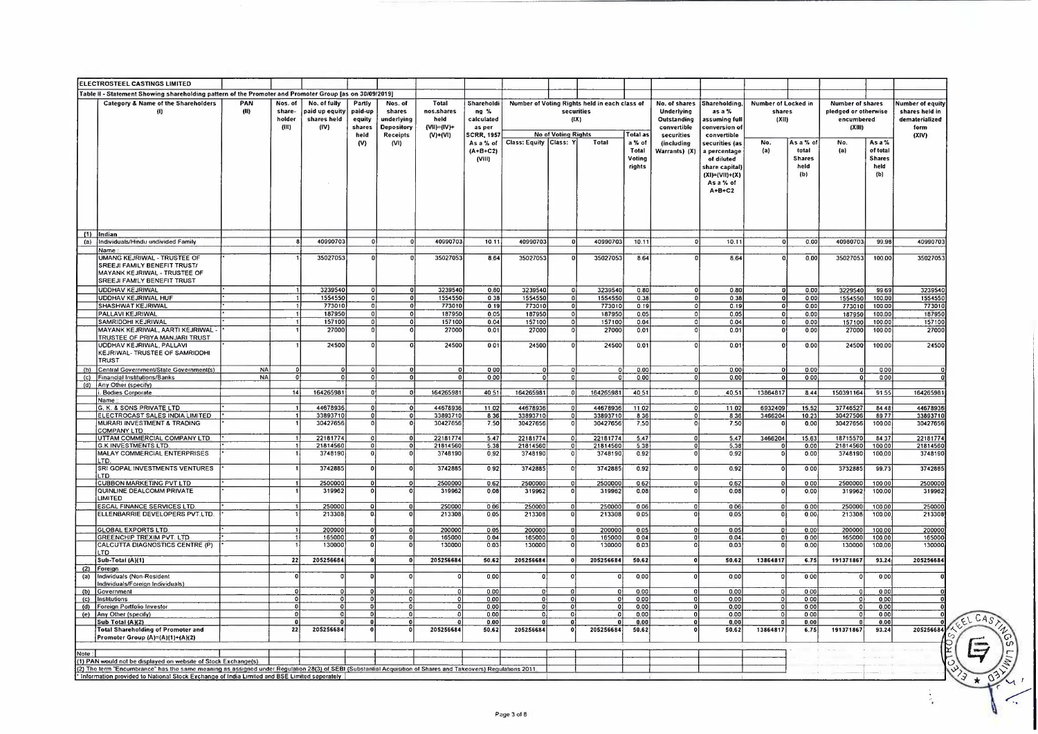ELECTROSTEEL CASTINGS LIMITED

Table II - Statement Showing shareholding pattern of the Promoter and Promoter Group [as on 30/09/2019]

| | Category & Name of the Shareholders (I) | PAN (II) | Nos. of share-holder (III) | No. of fully paid up equity shares held (IV) | Partly paid-up equity shares held (V) | Nos. of shares underlying Depository Receipts (VI) | Total nos.shares held (VII)=(IV)+(V)+(VI) | Shareholding % calculated as per SCRR, 1957 As a % of (A+B+C2) (VIII) | Number of Voting Rights held in each class of securities (IX) | | | | No. of shares Underlying Outstanding convertible securities (including Warrants) (X) | Shareholding, as a % assuming full conversion of convertible securities (as a percentage of diluted share capital) (XI)=(VII)+(X) As a % of A+B+C2 | Number of Locked in shares (XII) | | Number of shares pledged or otherwise encumbered (XIII) | | Number of equity shares held in dematerialized form (XIV) |
|---|---|---|---|---|---|---|---|---|---|---|---|---|---|---|---|---|---|---|---|
| | | | | | | | | | No of Voting Rights | | | Total as a % of Total Voting rights | | | No. (a) | As a % of total Shares held (b) | No. (a) | As a % of total Shares held (b) | |
| | | | | | | | | | Class: Equity | Class: Y | Total | | | | | | | | |
| (1) | Indian | | | | | | | | | | | | | | | | | | |
| (a) | Individuals/Hindu undivided Family | | 8 | 40990703 | 0 | 0 | 40990703 | 10.11 | 40990703 | 0 | 40990703 | 10.11 | 0 | 10.11 | 0 | 0.00 | 40980703 | 99.98 | 40990703 |
| | Name : | | | | | | | | | | | | | | | | | | |
| | UMANG KEJRIWAL - TRUSTEE OF SREEJI FAMILY BENEFIT TRUST/ MAYANK KEJRIWAL - TRUSTEE OF SREEJI FAMILY BENEFIT TRUST | * | 1 | 35027053 | 0 | 0 | 35027053 | 8.64 | 35027053 | 0 | 35027053 | 8.64 | 0 | 8.64 | 0 | 0.00 | 35027053 | 100.00 | 35027053 |
| | UDDHAV KEJRIWAL | * | 1 | 3239540 | 0 | 0 | 3239540 | 0.80 | 3239540 | 0 | 3239540 | 0.80 | 0 | 0.80 | 0 | 0.00 | 3229540 | 99.69 | 3239540 |
| | UDDHAV KEJRIWAL HUF | * | 1 | 1554550 | 0 | 0 | 1554550 | 0.38 | 1554550 | 0 | 1554550 | 0.38 | 0 | 0.38 | 0 | 0.00 | 1554550 | 100.00 | 1554550 |
| | SHASHWAT KEJRIWAL | * | 1 | 773010 | 0 | 0 | 773010 | 0.19 | 773010 | 0 | 773010 | 0.19 | 0 | 0.19 | 0 | 0.00 | 773010 | 100.00 | 773010 |
| | PALLAVI KEJRIWAL | * | 1 | 187950 | 0 | 0 | 187950 | 0.05 | 187950 | 0 | 187950 | 0.05 | 0 | 0.05 | 0 | 0.00 | 187950 | 100.00 | 187950 |
| | SAMRIDDHI KEJRIWAL | * | 1 | 157100 | 0 | 0 | 157100 | 0.04 | 157100 | 0 | 157100 | 0.04 | 0 | 0.04 | 0 | 0.00 | 157100 | 100.00 | 157100 |
| | MAYANK KEJRIWAL, AARTI KEJRIWAL - TRUSTEE OF PRIYA MANJARI TRUST | * | 1 | 27000 | 0 | 0 | 27000 | 0.01 | 27000 | 0 | 27000 | 0.01 | 0 | 0.01 | 0 | 0.00 | 27000 | 100.00 | 27000 |
| | UDDHAV KEJRIWAL, PALLAVI KEJRIWAL- TRUSTEE OF SAMRIDDHI TRUST | * | 1 | 24500 | 0 | 0 | 24500 | 0.01 | 24500 | 0 | 24500 | 0.01 | 0 | 0.01 | 0 | 0.00 | 24500 | 100.00 | 24500 |
| (b) | Central Government/State Government(s) | NA | 0 | 0 | 0 | 0 | 0 | 0.00 | 0 | 0 | 0 | 0.00 | 0 | 0.00 | 0 | 0.00 | 0 | 0.00 | 0 |
| (c) | Financial Institutions/Banks | NA | 0 | 0 | 0 | 0 | 0 | 0.00 | 0 | 0 | 0 | 0.00 | 0 | 0.00 | 0 | 0.00 | 0 | 0.00 | 0 |
| (d) | Any Other (specify) | | | | | | | | | | | | | | | | | | |
| | i. Bodies Corporate | | 14 | 164265981 | 0 | 0 | 164265981 | 40.51 | 164265981 | 0 | 164265981 | 40.51 | 0 | 40.51 | 13864817 | 8.44 | 150391164 | 91.55 | 164265981 |
| | Name : | | | | | | | | | | | | | | | | | | |
| | G. K. & SONS PRIVATE LTD | * | 1 | 44678936 | 0 | 0 | 44678936 | 11.02 | 44678936 | 0 | 44678936 | 11.02 | 0 | 11.02 | 6932409 | 15.52 | 37746527 | 84.48 | 44678936 |
| | ELECTROCAST SALES INDIA LIMITED | * | 1 | 33893710 | 0 | 0 | 33893710 | 8.36 | 33893710 | 0 | 33893710 | 8.36 | 0 | 8.36 | 3466204 | 10.23 | 30427506 | 89.77 | 33893710 |
| | MURARI INVESTMENT & TRADING COMPANY LTD | * | 1 | 30427656 | 0 | 0 | 30427656 | 7.50 | 30427656 | 0 | 30427656 | 7.50 | 0 | 7.50 | 0 | 0.00 | 30427656 | 100.00 | 30427656 |
| | UTTAM COMMERCIAL COMPANY LTD | * | 1 | 22181774 | 0 | 0 | 22181774 | 5.47 | 22181774 | 0 | 22181774 | 5.47 | 0 | 5.47 | 3466204 | 15.63 | 18715570 | 84.37 | 22181774 |
| | G.K INVESTMENTS LTD | * | 1 | 21814560 | 0 | 0 | 21814560 | 5.38 | 21814560 | 0 | 21814560 | 5.38 | 0 | 5.38 | 0 | 0.00 | 21814560 | 100.00 | 21814560 |
| | MALAY COMMERCIAL ENTERPRISES LTD. | * | 1 | 3748190 | 0 | 0 | 3748190 | 0.92 | 3748190 | 0 | 3748190 | 0.92 | 0 | 0.92 | 0 | 0.00 | 3748190 | 100.00 | 3748190 |
| | SRI GOPAL INVESTMENTS VENTURES LTD | * | 1 | 3742885 | 0 | 0 | 3742885 | 0.92 | 3742885 | 0 | 3742885 | 0.92 | 0 | 0.92 | 0 | 0.00 | 3732885 | 99.73 | 3742885 |
| | CUBBON MARKETING PVT LTD | * | 1 | 2500000 | 0 | 0 | 2500000 | 0.62 | 2500000 | 0 | 2500000 | 0.62 | 0 | 0.62 | 0 | 0.00 | 2500000 | 100.00 | 2500000 |
| | QUINLINE DEALCOMM PRIVATE LIMITED | * | 1 | 319962 | 0 | 0 | 319962 | 0.08 | 319962 | 0 | 319962 | 0.08 | 0 | 0.08 | 0 | 0.00 | 319962 | 100.00 | 319962 |
| | ESCAL FINANCE SERVICES LTD. | * | 1 | 250000 | 0 | 0 | 250000 | 0.06 | 250000 | 0 | 250000 | 0.06 | 0 | 0.06 | 0 | 0.00 | 250000 | 100.00 | 250000 |
| | ELLENBARRIE DEVELOPERS PVT.LTD. | * | 1 | 213308 | 0 | 0 | 213308 | 0.05 | 213308 | 0 | 213308 | 0.05 | 0 | 0.05 | 0 | 0.00 | 213308 | 100.00 | 213308 |
| | GLOBAL EXPORTS LTD. | * | 1 | 200000 | 0 | 0 | 200000 | 0.05 | 200000 | 0 | 200000 | 0.05 | 0 | 0.05 | 0 | 0.00 | 200000 | 100.00 | 200000 |
| | GREENCHIP TREXIM PVT. LTD. | * | 1 | 165000 | 0 | 0 | 165000 | 0.04 | 165000 | 0 | 165000 | 0.04 | 0 | 0.04 | 0 | 0.00 | 165000 | 100.00 | 165000 |
| | CALCUTTA DIAGNOSTICS CENTRE (P) LTD | * | 1 | 130000 | 0 | 0 | 130000 | 0.03 | 130000 | 0 | 130000 | 0.03 | 0 | 0.03 | 0 | 0.00 | 130000 | 100.00 | 130000 |
| | Sub-Total (A)(1) | | 22 | 205256684 | 0 | 0 | 205256684 | 50.62 | 205256684 | 0 | 205256684 | 50.62 | 0 | 50.62 | 13864817 | 6.75 | 191371867 | 93.24 | 205256684 |
| (2) | Foreign | | | | | | | | | | | | | | | | | | |
| (a) | Individuals (Non-Resident Individuals/Foreign Individuals) | | 0 | 0 | 0 | 0 | 0 | 0.00 | 0 | 0 | 0 | 0.00 | 0 | 0.00 | 0 | 0.00 | 0 | 0.00 | 0 |
| (b) | Government | | 0 | 0 | 0 | 0 | 0 | 0.00 | 0 | 0 | 0 | 0.00 | 0 | 0.00 | 0 | 0.00 | 0 | 0.00 | 0 |
| (c) | Institutions | | 0 | 0 | 0 | 0 | 0 | 0.00 | 0 | 0 | 0 | 0.00 | 0 | 0.00 | 0 | 0.00 | 0 | 0.00 | 0 |
| (d) | Foreign Portfolio Investor | | 0 | 0 | 0 | 0 | 0 | 0.00 | 0 | 0 | 0 | 0.00 | 0 | 0.00 | 0 | 0.00 | 0 | 0.00 | 0 |
| (e) | Any Other (specify) | | 0 | 0 | 0 | 0 | 0 | 0.00 | 0 | 0 | 0 | 0.00 | 0 | 0.00 | 0 | 0.00 | 0 | 0.00 | 0 |
| | Sub Total (A)(2) | | 0 | 0 | 0 | 0 | 0 | 0.00 | 0 | 0 | 0 | 0.00 | 0 | 0.00 | 0 | 0.00 | 0 | 0.00 | 0 |
| | Total Shareholding of Promoter and Promoter Group (A)=(A)(1)+(A)(2) | | 22 | 205256684 | 0 | 0 | 205256684 | 50.62 | 205256684 | 0 | 205256684 | 50.62 | 0 | 50.62 | 13864817 | 6.75 | 191371867 | 93.24 | 205256684 |

Note :

(1) PAN would not be displayed on website of Stock Exchange(s)

(2) The term "Encumbrance" has the same meaning as assigned under Regulation 28(3) of SEBI (Substantial Acquisition of Shares and Takeovers) Regulations 2011.

* Information provided to National Stock Exchange of India Limited and BSE Limited separately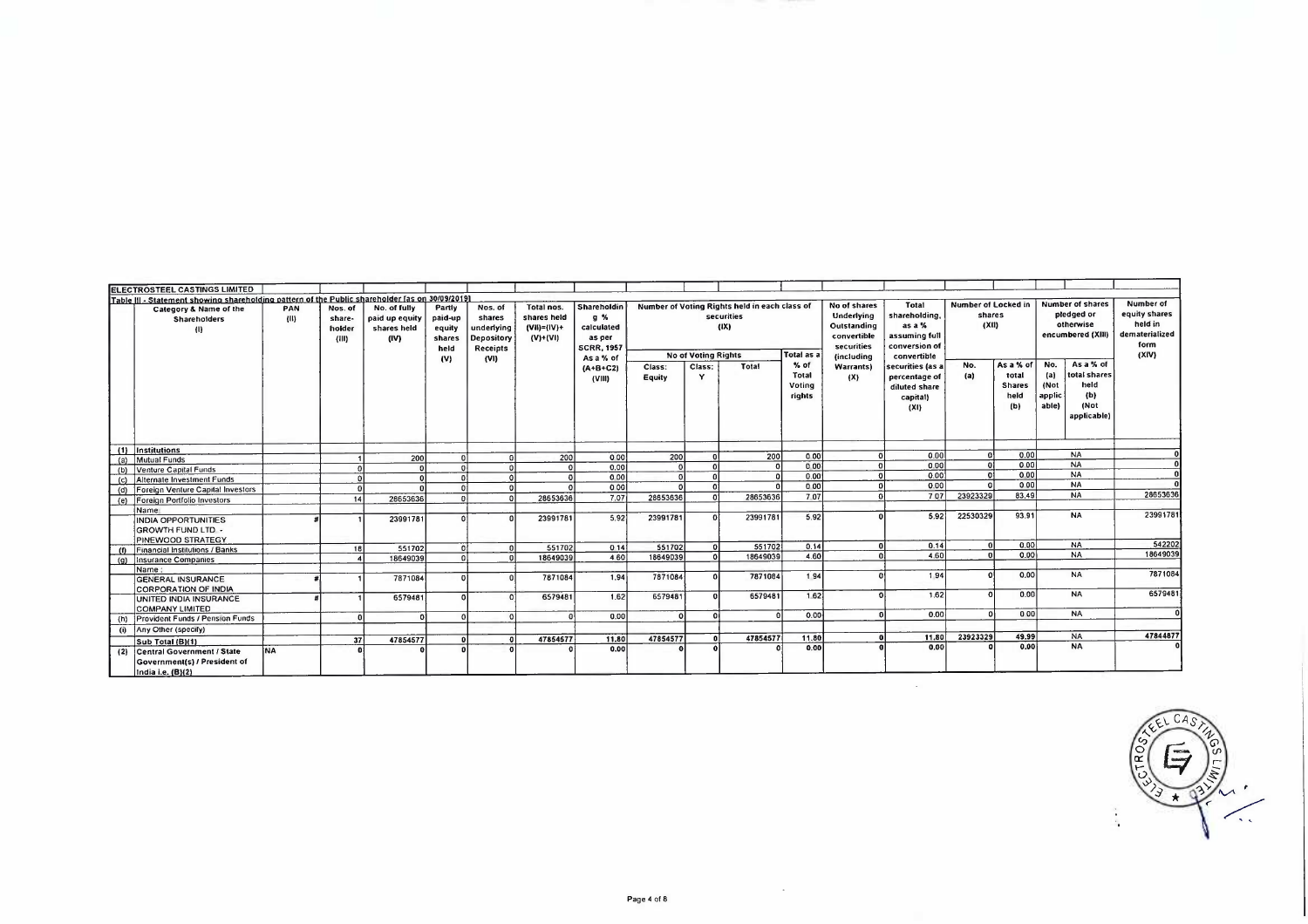ELECTROSTEEL CASTINGS LIMITED

Table III - Statement showing shareholding pattern of the Public shareholder [as on 30/09/2019]

| | Category & Name of the Shareholders (I) | PAN (II) | Nos. of share-holder (III) | No. of fully paid up equity shares held (IV) | Partly paid-up equity shares held (V) | Nos. of shares underlying Depository Receipts (VI) | Total nos. shares held (VII)=(IV)+(V)+(VI) | Shareholding % calculated as per SCRR, 1957 As a % of (A+B+C2) (VIII) | Number of Voting Rights held in each class of securities (IX) | | | | No of shares Underlying Outstanding convertible securities (including Warrants) (X) | Total shareholding, as a % assuming full conversion of convertible securities (as a percentage of diluted share capital) (XI) | Number of Locked in shares (XII) | | Number of shares pledged or otherwise encumbered (XIII) | | Number of equity shares held in dematerialized form (XIV) |
|---|---|---|---|---|---|---|---|---|---|---|---|---|---|---|---|---|---|---|---|
| | | | | | | | | | No of Voting Rights | | | Total as a % of Total Voting rights | | | No. (a) | As a % of total Shares held (b) | No. (a) (Not applicable) | As a % of total shares held (b) (Not applicable) | |
| | | | | | | | | | Class: Equity | Class: Y | Total | | | | | | | | |
| (1) | Institutions | | | | | | | | | | | | | | | | | | |
| (a) | Mutual Funds | | 1 | 200 | 0 | 0 | 200 | 0.00 | 200 | 0 | 200 | 0.00 | 0 | 0.00 | 0 | 0.00 | NA | | 0 |
| (b) | Venture Capital Funds | | 0 | 0 | 0 | 0 | 0 | 0.00 | 0 | 0 | 0 | 0.00 | 0 | 0.00 | 0 | 0.00 | NA | | 0 |
| (c) | Alternate Investment Funds | | 0 | 0 | 0 | 0 | 0 | 0.00 | 0 | 0 | 0 | 0.00 | 0 | 0.00 | 0 | 0.00 | NA | | 0 |
| (d) | Foreign Venture Capital Investors | | 0 | 0 | 0 | 0 | 0 | 0.00 | 0 | 0 | 0 | 0.00 | 0 | 0.00 | 0 | 0.00 | NA | | 0 |
| (e) | Foreign Portfolio Investors | | 14 | 28653636 | 0 | 0 | 28653636 | 7.07 | 28653636 | 0 | 28653636 | 7.07 | 0 | 7.07 | 23923329 | 83.49 | NA | | 28653636 |
| | Name: | | | | | | | | | | | | | | | | | | |
| | INDIA OPPORTUNITIES GROWTH FUND LTD. - PINEWOOD STRATEGY | # | 1 | 23991781 | 0 | 0 | 23991781 | 5.92 | 23991781 | 0 | 23991781 | 5.92 | 0 | 5.92 | 22530329 | 93.91 | NA | | 23991781 |
| (f) | Financial Institutions / Banks | | 18 | 551702 | 0 | 0 | 551702 | 0.14 | 551702 | 0 | 551702 | 0.14 | 0 | 0.14 | 0 | 0.00 | NA | | 542202 |
| (g) | Insurance Companies | | 4 | 18649039 | 0 | 0 | 18649039 | 4.60 | 18649039 | 0 | 18649039 | 4.60 | 0 | 4.60 | 0 | 0.00 | NA | | 18649039 |
| | Name: | | | | | | | | | | | | | | | | | | |
| | GENERAL INSURANCE CORPORATION OF INDIA | # | 1 | 7871084 | 0 | 0 | 7871084 | 1.94 | 7871084 | 0 | 7871084 | 1.94 | 0 | 1.94 | 0 | 0.00 | NA | | 7871084 |
| | UNITED INDIA INSURANCE COMPANY LIMITED | # | 1 | 6579481 | 0 | 0 | 6579481 | 1.62 | 6579481 | 0 | 6579481 | 1.62 | 0 | 1.62 | 0 | 0.00 | NA | | 6579481 |
| (h) | Provident Funds / Pension Funds | | 0 | 0 | 0 | 0 | 0 | 0.00 | 0 | 0 | 0 | 0.00 | 0 | 0.00 | 0 | 0.00 | NA | | 0 |
| (i) | Any Other (specify) | | | | | | | | | | | | | | | | | | |
| | Sub Total (B)(1) | | 37 | 47854577 | 0 | 0 | 47854577 | 11.80 | 47854577 | 0 | 47854577 | 11.80 | 0 | 11.80 | 23923329 | 49.99 | NA | | 47844877 |
| (2) | Central Government / State Government(s) / President of India i.e. (B)(2) | NA | 0 | 0 | 0 | | 0 | 0.00 | 0 | 0 | 0 | 0.00 | 0 | 0.00 | 0 | 0.00 | NA | | 0 |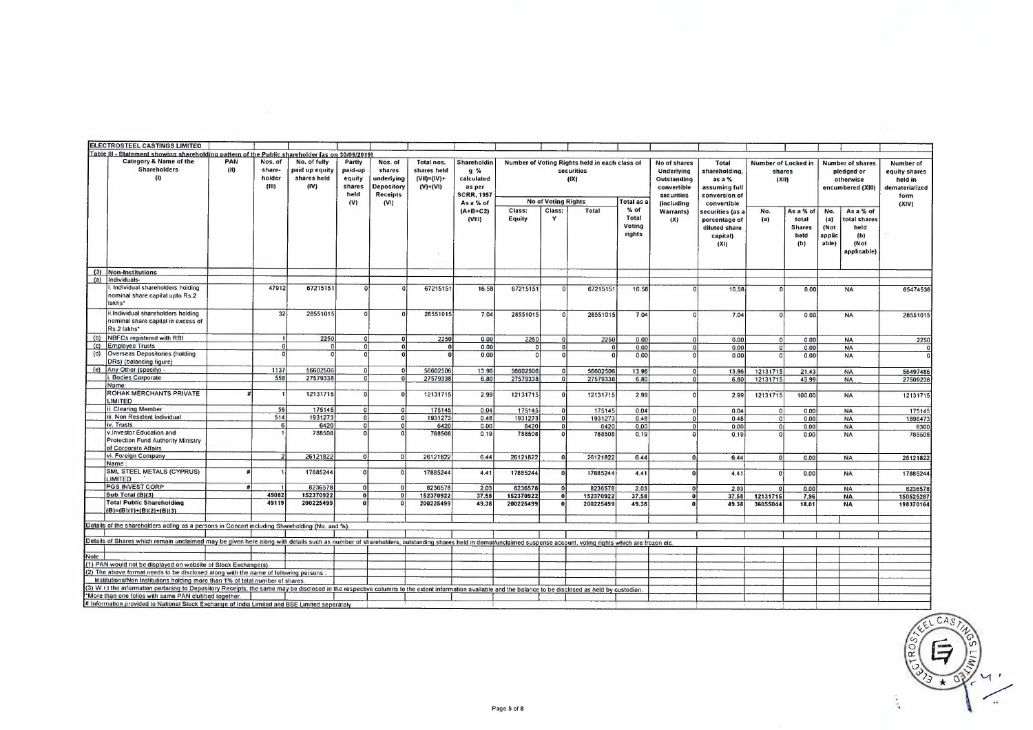**ELECTROSTEEL CASTINGS LIMITED**

**Table III - Statement showing shareholding pattern of the Public shareholder (as on 30/09/2019)**

| | Category & Name of the Shareholders (I) | PAN (II) | Nos. of share-holder (III) | No. of fully paid up equity shares held (IV) | Partly paid-up equity shares held (V) | Nos. of shares underlying Depository Receipts (VI) | Total nos. shares held (VII)=(IV)+(V)+(VI) | Shareholding % calculated as per SCRR, 1957 As a % of (A+B+C2) (VIII) | Number of Voting Rights held in each class of securities (IX) | | | | No of shares Underlying Outstanding convertible securities (including Warrants) (X) | Total shareholding, as a % assuming full conversion of convertible securities (as a percentage of diluted share capital) (XI) | Number of Locked in shares (XII) | | Number of shares pledged or otherwise encumbered (XIII) | | Number of equity shares held in dematerialized form (XIV) |
|---|---|---|---|---|---|---|---|---|---|---|---|---|---|---|---|---|---|---|---|
| | | | | | | | | | No of Voting Rights | | | Total as a % of Total Voting rights | | | No. (a) | As a % of total Shares held (b) | No. (a) (Not applicable) | As a % of total shares held (b) (Not applicable) | |
| | | | | | | | | | Class: Equity | Class: Y | Total | | | | | | | | |
| (3) | Non-Institutions | | | | | | | | | | | | | | | | | | |
| (a) | Individuals- | | | | | | | | | | | | | | | | | | |
| | i. Individual shareholders holding nominal share capital upto Rs.2 lakhs* | | 47912 | 67215151 | 0 | 0 | 67215151 | 16.58 | 67215151 | 0 | 67215151 | 16.58 | 0 | 16.58 | 0 | 0.00 | NA | | 65474536 |
| | ii.Individual shareholders holding nominal share capital in excess of Rs.2 lakhs* | | 32 | 28551015 | 0 | 0 | 28551015 | 7.04 | 28551015 | 0 | 28551015 | 7.04 | 0 | 7.04 | 0 | 0.00 | NA | | 28551015 |
| (b) | NBFCs registered with RBI | | 1 | 2250 | 0 | 0 | 2250 | 0.00 | 2250 | 0 | 2250 | 0.00 | 0 | 0.00 | 0 | 0.00 | NA | | 2250 |
| (c) | Employee Trusts | | 0 | 0 | 0 | 0 | 0 | 0.00 | 0 | 0 | 0 | 0.00 | 0 | 0.00 | 0 | 0.00 | NA | | 0 |
| (d) | Overseas Depositories (holding DRs) (balancing figure) | | 0 | 0 | 0 | 0 | 0 | 0.00 | 0 | 0 | 0 | 0.00 | 0 | 0.00 | 0 | 0.00 | NA | | 0 |
| (e) | Any Other (specify) - | | 1137 | 56602506 | 0 | 0 | 56602506 | 13.96 | 56602506 | 0 | 56602506 | 13.96 | 0 | 13.96 | 12131715 | 21.43 | NA | | 56497486 |
| | i. Bodies Corporate | | 558 | 27579338 | 0 | 0 | 27579338 | 6.80 | 27579338 | 0 | 27579338 | 6.80 | 0 | 6.80 | 12131715 | 43.99 | NA | | 27509238 |
| | Name : | | | | | | | | | | | | | | | | | | |
| | ROHAK MERCHANTS PRIVATE LIMITED | # | 1 | 12131715 | 0 | 0 | 12131715 | 2.99 | 12131715 | 0 | 12131715 | 2.99 | 0 | 2.99 | 12131715 | 100.00 | NA | | 12131715 |
| | ii. Clearing Member | | 56 | 175145 | 0 | 0 | 175145 | 0.04 | 175145 | 0 | 175145 | 0.04 | 0 | 0.04 | 0 | 0.00 | NA | | 175145 |
| | iii. Non Resident Individual | | 514 | 1931273 | 0 | 0 | 1931273 | 0.48 | 1931273 | 0 | 1931273 | 0.48 | 0 | 0.48 | 0 | 0.00 | NA | | 1896473 |
| | iv. Trusts | | 6 | 6420 | 0 | 0 | 6420 | 0.00 | 6420 | 0 | 6420 | 0.00 | 0 | 0.00 | 0 | 0.00 | NA | | 6300 |
| | v.Investor Education and Protection Fund Authority Ministry of Corporate Affairs | | 1 | 788508 | 0 | 0 | 788508 | 0.19 | 788508 | 0 | 788508 | 0.19 | 0 | 0.19 | 0 | 0.00 | NA | | 788508 |
| | vi. Foreign Company | | 2 | 26121822 | 0 | 0 | 26121822 | 6.44 | 26121822 | 0 | 26121822 | 6.44 | 0 | 6.44 | 0 | 0.00 | NA | | 26121822 |
| | Name : | | | | | | | | | | | | | | | | | | |
| | SML STEEL METALS (CYPRUS) LIMITED | # | 1 | 17885244 | 0 | 0 | 17885244 | 4.41 | 17885244 | 0 | 17885244 | 4.41 | 0 | 4.41 | 0 | 0.00 | NA | | 17885244 |
| | PGS INVEST CORP | # | 1 | 8236578 | 0 | 0 | 8236578 | 2.03 | 8236578 | 0 | 8236578 | 2.03 | 0 | 2.03 | 0 | 0.00 | NA | | 8236578 |
| | Sub Total (B)(3) | | 49082 | 152370922 | 0 | 0 | 152370922 | 37.58 | 152370922 | 0 | 152370922 | 37.58 | 0 | 37.58 | 12131715 | 7.96 | NA | | 150525287 |
| | Total Public Shareholding (B)=(B)(1)+(B)(2)+(B)(3) | | 49119 | 200225499 | 0 | 0 | 200225499 | 49.38 | 200225499 | 0 | 200225499 | 49.38 | 0 | 49.38 | 36055044 | 18.01 | NA | | 198370164 |

Details of the shareholders acting as a persons in Concert including Shareholding (No. and %).

Details of Shares which remain unclaimed may be given here along with details such as number of shareholders, outstanding shares held in demat/unclaimed suspense account, voting rights which are frozen etc.

Note :

(1) PAN would not be displayed on website of Stock Exchange(s).

(2) The above format needs to be disclosed along with the name of following persons :

Institutions/Non Institutions holding more than 1% of total number of shares.

(3) W.r.t the information pertaining to Depository Receipts, the same may be disclosed in the respective columns to the extent information available and the balance to be disclosed as held by custodian.

*More than one folios with same PAN clubbed together.

# Information provided to National Stock Exchange of India Limited and BSE Limited seperately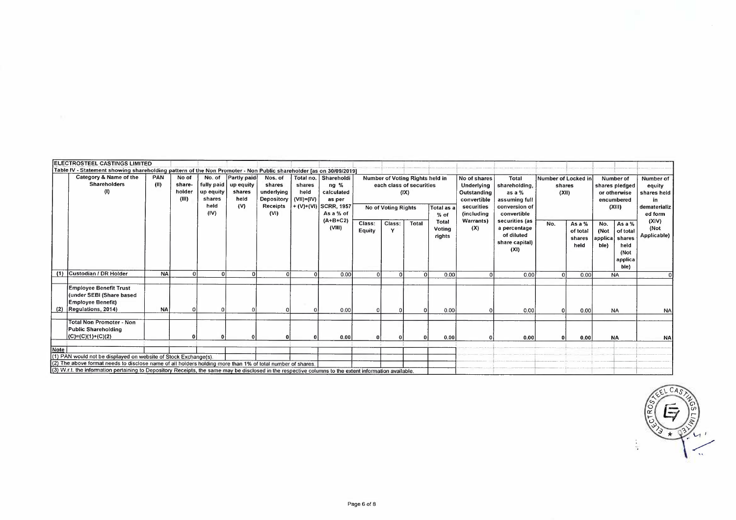**ELECTROSTEEL CASTINGS LIMITED**

**Table IV - Statement showing shareholding pattern of the Non Promoter - Non Public shareholder [as on 30/09/2019]**

| | Category & Name of the Shareholders (I) | PAN (II) | No of share-holder (III) | No. of fully paid up equity shares held (IV) | Partly paid-up equity shares held (V) | Nos. of shares underlying Depository Receipts (VI) | Total no. shares held (VII)=(IV)+(V)+(VI) | Shareholding % calculated as per SCRR, 1957 As a % of (A+B+C2) (VIII) | Number of Voting Rights held in each class of securities (IX) | | | | No of shares Underlying Outstanding convertible securities (including Warrants) (X) | Total shareholding, as a % assuming full conversion of convertible securities (as a percentage of diluted share capital) (XI) | Number of Locked in shares (XII) | | Number of shares pledged or otherwise encumbered (XIII) | | Number of equity shares held in dematerialized form (XIV) (Not Applicable) |
|---|---|---|---|---|---|---|---|---|---|---|---|---|---|---|---|---|---|---|---|
| | | | | | | | | | No of Voting Rights | | | Total as a % of Total Voting rights | | | | | | | |
| | | | | | | | | | Class: Equity | Class: Y | Total | | | | No. | As a % of total shares held | No. (Not applicable) | As a % of total shares held (Not applicable) | |
| (1) | Custodian / DR Holder | NA | 0 | 0 | 0 | 0 | 0 | 0.00 | 0 | 0 | 0 | 0.00 | 0 | 0.00 | 0 | 0.00 | NA | | 0 |
| (2) | Employee Benefit Trust (under SEBI (Share based Employee Benefit) Regulations, 2014) | NA | 0 | 0 | 0 | 0 | 0 | 0.00 | 0 | 0 | 0 | 0.00 | 0 | 0.00 | 0 | 0.00 | NA | | NA |
| | **Total Non Promoter - Non Public Shareholding (C)=(C)(1)+(C)(2)** | | **0** | **0** | **0** | **0** | **0** | **0.00** | **0** | **0** | **0** | **0.00** | **0** | **0.00** | **0** | **0.00** | **NA** | | **NA** |

**Note**

(1) PAN would not be displayed on website of Stock Exchange(s).

(2) The above format needs to disclose name of all holders holding more than 1% of total number of shares.

(3) W.r.t. the information pertaining to Depository Receipts, the same may be disclosed in the respective columns to the extent information available.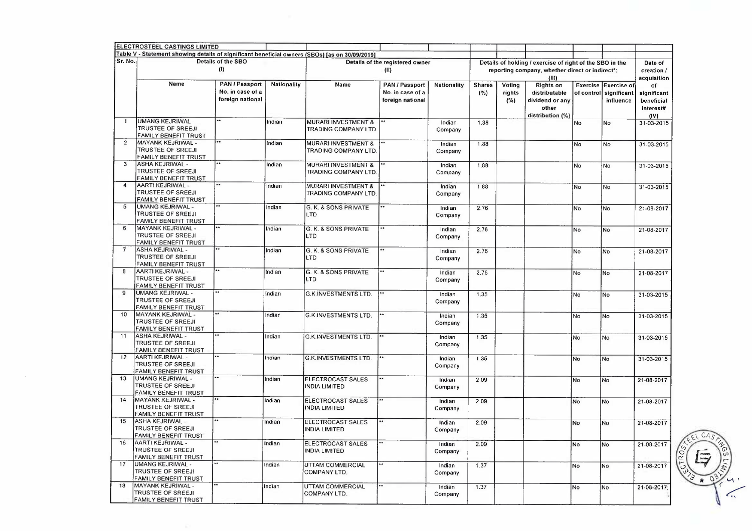**ELECTROSTEEL CASTINGS LIMITED**

**Table V - Statement showing details of significant beneficial owners (SBOs) [as on 30/09/2019]**

| Sr. No. | Details of the SBO (I) | | | Details of the registered owner (II) | | | Details of holding / exercise of right of the SBO in the reporting company, whether direct or indirect*: (III) | | | | | Date of creation / acquisition of significant beneficial interest# (IV) |
|---|---|---|---|---|---|---|---|---|---|---|---|---|
| | Name | PAN / Passport No. in case of a foreign national | Nationality | Name | PAN / Passport No. in case of a foreign national | Nationality | Shares (%) | Voting rights (%) | Rights on distributable dividend or any other distribution (%) | Exercise of control | Exercise of significant influence | |
| 1 | UMANG KEJRIWAL - TRUSTEE OF SREEJI FAMILY BENEFIT TRUST | ** | Indian | MURARI INVESTMENT & TRADING COMPANY LTD. | ** | Indian Company | 1.88 | | | No | No | 31-03-2015 |
| 2 | MAYANK KEJRIWAL - TRUSTEE OF SREEJI FAMILY BENEFIT TRUST | ** | Indian | MURARI INVESTMENT & TRADING COMPANY LTD. | ** | Indian Company | 1.88 | | | No | No | 31-03-2015 |
| 3 | ASHA KEJRIWAL - TRUSTEE OF SREEJI FAMILY BENEFIT TRUST | ** | Indian | MURARI INVESTMENT & TRADING COMPANY LTD. | ** | Indian Company | 1.88 | | | No | No | 31-03-2015 |
| 4 | AARTI KEJRIWAL - TRUSTEE OF SREEJI FAMILY BENEFIT TRUST | ** | Indian | MURARI INVESTMENT & TRADING COMPANY LTD. | ** | Indian Company | 1.88 | | | No | No | 31-03-2015 |
| 5 | UMANG KEJRIWAL - TRUSTEE OF SREEJI FAMILY BENEFIT TRUST | ** | Indian | G. K. & SONS PRIVATE LTD | ** | Indian Company | 2.76 | | | No | No | 21-08-2017 |
| 6 | MAYANK KEJRIWAL - TRUSTEE OF SREEJI FAMILY BENEFIT TRUST | ** | Indian | G. K. & SONS PRIVATE LTD | ** | Indian Company | 2.76 | | | No | No | 21-08-2017 |
| 7 | ASHA KEJRIWAL - TRUSTEE OF SREEJI FAMILY BENEFIT TRUST | ** | Indian | G. K. & SONS PRIVATE LTD | ** | Indian Company | 2.76 | | | No | No | 21-08-2017 |
| 8 | AARTI KEJRIWAL - TRUSTEE OF SREEJI FAMILY BENEFIT TRUST | ** | Indian | G. K. & SONS PRIVATE LTD | ** | Indian Company | 2.76 | | | No | No | 21-08-2017 |
| 9 | UMANG KEJRIWAL - TRUSTEE OF SREEJI FAMILY BENEFIT TRUST | ** | Indian | G.K.INVESTMENTS LTD. | ** | Indian Company | 1.35 | | | No | No | 31-03-2015 |
| 10 | MAYANK KEJRIWAL - TRUSTEE OF SREEJI FAMILY BENEFIT TRUST | ** | Indian | G.K.INVESTMENTS LTD. | ** | Indian Company | 1.35 | | | No | No | 31-03-2015 |
| 11 | ASHA KEJRIWAL - TRUSTEE OF SREEJI FAMILY BENEFIT TRUST | ** | Indian | G.K.INVESTMENTS LTD. | ** | Indian Company | 1.35 | | | No | No | 31-03-2015 |
| 12 | AARTI KEJRIWAL - TRUSTEE OF SREEJI FAMILY BENEFIT TRUST | ** | Indian | G.K.INVESTMENTS LTD. | ** | Indian Company | 1.35 | | | No | No | 31-03-2015 |
| 13 | UMANG KEJRIWAL - TRUSTEE OF SREEJI FAMILY BENEFIT TRUST | ** | Indian | ELECTROCAST SALES INDIA LIMITED | ** | Indian Company | 2.09 | | | No | No | 21-08-2017 |
| 14 | MAYANK KEJRIWAL - TRUSTEE OF SREEJI FAMILY BENEFIT TRUST | ** | Indian | ELECTROCAST SALES INDIA LIMITED | ** | Indian Company | 2.09 | | | No | No | 21-08-2017 |
| 15 | ASHA KEJRIWAL - TRUSTEE OF SREEJI FAMILY BENEFIT TRUST | ** | Indian | ELECTROCAST SALES INDIA LIMITED | ** | Indian Company | 2.09 | | | No | No | 21-08-2017 |
| 16 | AARTI KEJRIWAL - TRUSTEE OF SREEJI FAMILY BENEFIT TRUST | ** | Indian | ELECTROCAST SALES INDIA LIMITED | ** | Indian Company | 2.09 | | | No | No | 21-08-2017 |
| 17 | UMANG KEJRIWAL - TRUSTEE OF SREEJI FAMILY BENEFIT TRUST | ** | Indian | UTTAM COMMERCIAL COMPANY LTD. | ** | Indian Company | 1.37 | | | No | No | 21-08-2017 |
| 18 | MAYANK KEJRIWAL - TRUSTEE OF SREEJI FAMILY BENEFIT TRUST | ** | Indian | UTTAM COMMERCIAL COMPANY LTD. | ** | Indian Company | 1.37 | | | No | No | 21-08-2017 |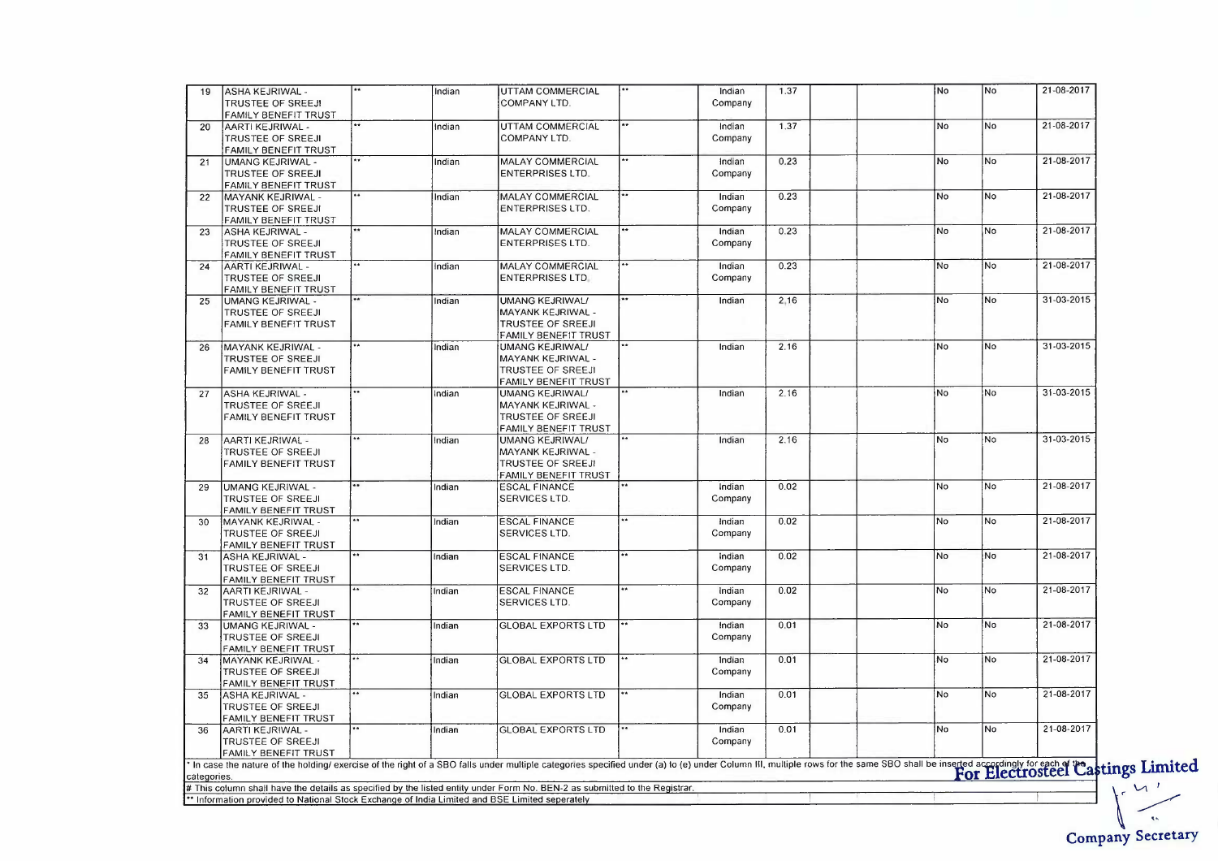| | | | | | | | | | | | | | |
|---|---|---|---|---|---|---|---|---|---|---|---|---|---|
| 19 | ASHA KEJRIWAL - TRUSTEE OF SREEJI FAMILY BENEFIT TRUST | ** | Indian | UTTAM COMMERCIAL COMPANY LTD. | ** | Indian Company | 1.37 | | | No | No | 21-08-2017 |
| 20 | AARTI KEJRIWAL - TRUSTEE OF SREEJI FAMILY BENEFIT TRUST | ** | Indian | UTTAM COMMERCIAL COMPANY LTD. | ** | Indian Company | 1.37 | | | No | No | 21-08-2017 |
| 21 | UMANG KEJRIWAL - TRUSTEE OF SREEJI FAMILY BENEFIT TRUST | ** | Indian | MALAY COMMERCIAL ENTERPRISES LTD. | ** | Indian Company | 0.23 | | | No | No | 21-08-2017 |
| 22 | MAYANK KEJRIWAL - TRUSTEE OF SREEJI FAMILY BENEFIT TRUST | ** | Indian | MALAY COMMERCIAL ENTERPRISES LTD. | ** | Indian Company | 0.23 | | | No | No | 21-08-2017 |
| 23 | ASHA KEJRIWAL - TRUSTEE OF SREEJI FAMILY BENEFIT TRUST | ** | Indian | MALAY COMMERCIAL ENTERPRISES LTD. | ** | Indian Company | 0.23 | | | No | No | 21-08-2017 |
| 24 | AARTI KEJRIWAL - TRUSTEE OF SREEJI FAMILY BENEFIT TRUST | ** | Indian | MALAY COMMERCIAL ENTERPRISES LTD. | ** | Indian Company | 0.23 | | | No | No | 21-08-2017 |
| 25 | UMANG KEJRIWAL - TRUSTEE OF SREEJI FAMILY BENEFIT TRUST | ** | Indian | UMANG KEJRIWAL/ MAYANK KEJRIWAL - TRUSTEE OF SREEJI FAMILY BENEFIT TRUST | ** | Indian | 2.16 | | | No | No | 31-03-2015 |
| 26 | MAYANK KEJRIWAL - TRUSTEE OF SREEJI FAMILY BENEFIT TRUST | ** | Indian | UMANG KEJRIWAL/ MAYANK KEJRIWAL - TRUSTEE OF SREEJI FAMILY BENEFIT TRUST | ** | Indian | 2.16 | | | No | No | 31-03-2015 |
| 27 | ASHA KEJRIWAL - TRUSTEE OF SREEJI FAMILY BENEFIT TRUST | ** | Indian | UMANG KEJRIWAL/ MAYANK KEJRIWAL - TRUSTEE OF SREEJI FAMILY BENEFIT TRUST | ** | Indian | 2.16 | | | No | No | 31-03-2015 |
| 28 | AARTI KEJRIWAL - TRUSTEE OF SREEJI FAMILY BENEFIT TRUST | ** | Indian | UMANG KEJRIWAL/ MAYANK KEJRIWAL - TRUSTEE OF SREEJI FAMILY BENEFIT TRUST | ** | Indian | 2.16 | | | No | No | 31-03-2015 |
| 29 | UMANG KEJRIWAL - TRUSTEE OF SREEJI FAMILY BENEFIT TRUST | ** | Indian | ESCAL FINANCE SERVICES LTD. | ** | Indian Company | 0.02 | | | No | No | 21-08-2017 |
| 30 | MAYANK KEJRIWAL - TRUSTEE OF SREEJI FAMILY BENEFIT TRUST | ** | Indian | ESCAL FINANCE SERVICES LTD. | ** | Indian Company | 0.02 | | | No | No | 21-08-2017 |
| 31 | ASHA KEJRIWAL - TRUSTEE OF SREEJI FAMILY BENEFIT TRUST | ** | Indian | ESCAL FINANCE SERVICES LTD. | ** | Indian Company | 0.02 | | | No | No | 21-08-2017 |
| 32 | AARTI KEJRIWAL - TRUSTEE OF SREEJI FAMILY BENEFIT TRUST | ** | Indian | ESCAL FINANCE SERVICES LTD. | ** | Indian Company | 0.02 | | | No | No | 21-08-2017 |
| 33 | UMANG KEJRIWAL - TRUSTEE OF SREEJI FAMILY BENEFIT TRUST | ** | Indian | GLOBAL EXPORTS LTD | ** | Indian Company | 0.01 | | | No | No | 21-08-2017 |
| 34 | MAYANK KEJRIWAL - TRUSTEE OF SREEJI FAMILY BENEFIT TRUST | ** | Indian | GLOBAL EXPORTS LTD | ** | Indian Company | 0.01 | | | No | No | 21-08-2017 |
| 35 | ASHA KEJRIWAL - TRUSTEE OF SREEJI FAMILY BENEFIT TRUST | ** | Indian | GLOBAL EXPORTS LTD | ** | Indian Company | 0.01 | | | No | No | 21-08-2017 |
| 36 | AARTI KEJRIWAL - TRUSTEE OF SREEJI FAMILY BENEFIT TRUST | ** | Indian | GLOBAL EXPORTS LTD | ** | Indian Company | 0.01 | | | No | No | 21-08-2017 |

* In case the nature of the holding/ exercise of the right of a SBO falls under multiple categories specified under (a) to (e) under Column III, multiple rows for the same SBO shall be inserted accordingly for each of the categories.

# This column shall have the details as specified by the listed entity under Form No. BEN-2 as submitted to the Registrar.

** Information provided to National Stock Exchange of India Limited and BSE Limited seperately

For Electrosteel Castings Limited

Company Secretary